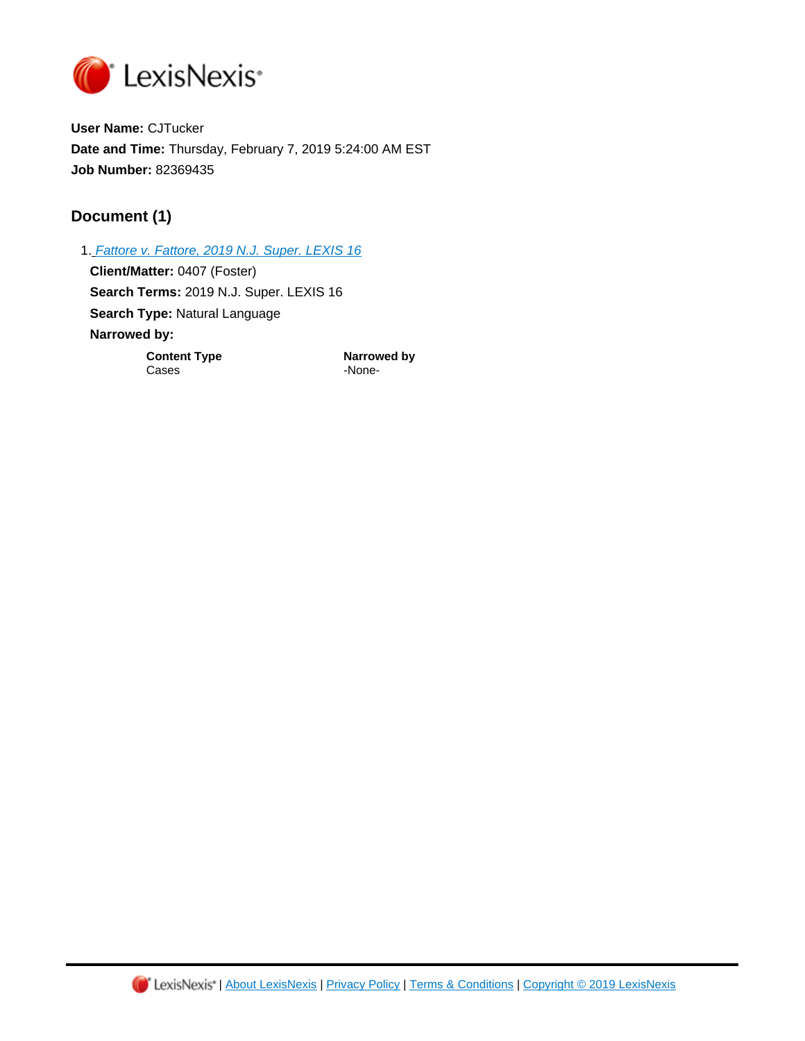LexisNexis®

**User Name:** CJTucker

**Date and Time:** Thursday, February 7, 2019 5:24:00 AM EST

**Job Number:** 82369435

## Document (1)

1. Fattore v. Fattore, 2019 N.J. Super. LEXIS 16

   **Client/Matter:** 0407 (Foster)

   **Search Terms:** 2019 N.J. Super. LEXIS 16

   **Search Type:** Natural Language

   **Narrowed by:**

| Content Type | Narrowed by |
| --- | --- |
| Cases | -None- |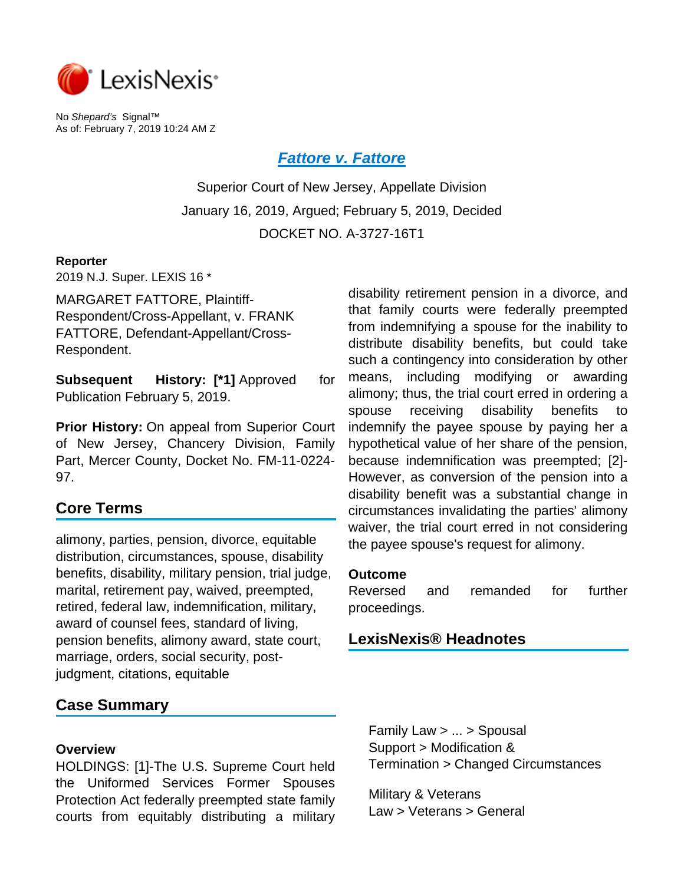No *Shepard's* Signal™
As of: February 7, 2019 10:24 AM Z

# Fattore v. Fattore

Superior Court of New Jersey, Appellate Division

January 16, 2019, Argued; February 5, 2019, Decided

DOCKET NO. A-3727-16T1

**Reporter**

2019 N.J. Super. LEXIS 16 *

MARGARET FATTORE, Plaintiff-Respondent/Cross-Appellant, v. FRANK FATTORE, Defendant-Appellant/Cross-Respondent.

**Subsequent History: [*1]** Approved for Publication February 5, 2019.

**Prior History:** On appeal from Superior Court of New Jersey, Chancery Division, Family Part, Mercer County, Docket No. FM-11-0224-97.

## Core Terms

alimony, parties, pension, divorce, equitable distribution, circumstances, spouse, disability benefits, disability, military pension, trial judge, marital, retirement pay, waived, preempted, retired, federal law, indemnification, military, award of counsel fees, standard of living, pension benefits, alimony award, state court, marriage, orders, social security, post-judgment, citations, equitable

## Case Summary

### Overview

HOLDINGS: [1]-The U.S. Supreme Court held the Uniformed Services Former Spouses Protection Act federally preempted state family courts from equitably distributing a military disability retirement pension in a divorce, and that family courts were federally preempted from indemnifying a spouse for the inability to distribute disability benefits, but could take such a contingency into consideration by other means, including modifying or awarding alimony; thus, the trial court erred in ordering a spouse receiving disability benefits to indemnify the payee spouse by paying her a hypothetical value of her share of the pension, because indemnification was preempted; [2]-However, as conversion of the pension into a disability benefit was a substantial change in circumstances invalidating the parties' alimony waiver, the trial court erred in not considering the payee spouse's request for alimony.

### Outcome

Reversed and remanded for further proceedings.

## LexisNexis® Headnotes

Family Law > ... > Spousal Support > Modification & Termination > Changed Circumstances

Military & Veterans Law > Veterans > General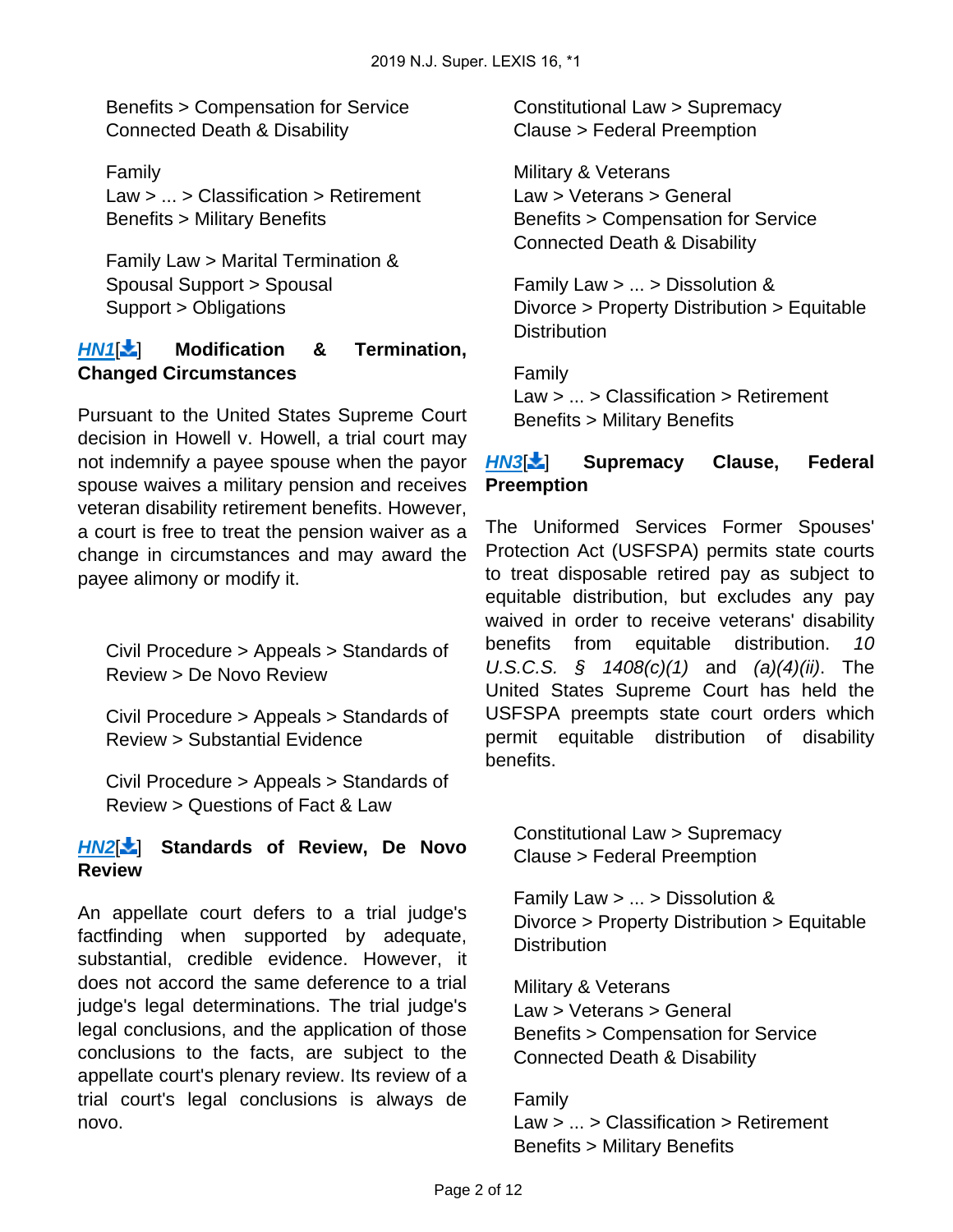Benefits > Compensation for Service Connected Death & Disability

Family Law > ... > Classification > Retirement Benefits > Military Benefits

Family Law > Marital Termination & Spousal Support > Spousal Support > Obligations

**HN1[] Modification & Termination, Changed Circumstances**

Pursuant to the United States Supreme Court decision in Howell v. Howell, a trial court may not indemnify a payee spouse when the payor spouse waives a military pension and receives veteran disability retirement benefits. However, a court is free to treat the pension waiver as a change in circumstances and may award the payee alimony or modify it.

Civil Procedure > Appeals > Standards of Review > De Novo Review

Civil Procedure > Appeals > Standards of Review > Substantial Evidence

Civil Procedure > Appeals > Standards of Review > Questions of Fact & Law

**HN2[] Standards of Review, De Novo Review**

An appellate court defers to a trial judge's factfinding when supported by adequate, substantial, credible evidence. However, it does not accord the same deference to a trial judge's legal determinations. The trial judge's legal conclusions, and the application of those conclusions to the facts, are subject to the appellate court's plenary review. Its review of a trial court's legal conclusions is always de novo.

Constitutional Law > Supremacy Clause > Federal Preemption

Military & Veterans Law > Veterans > General Benefits > Compensation for Service Connected Death & Disability

Family Law > ... > Dissolution & Divorce > Property Distribution > Equitable Distribution

Family Law > ... > Classification > Retirement Benefits > Military Benefits

**HN3[] Supremacy Clause, Federal Preemption**

The Uniformed Services Former Spouses' Protection Act (USFSPA) permits state courts to treat disposable retired pay as subject to equitable distribution, but excludes any pay waived in order to receive veterans' disability benefits from equitable distribution. *10 U.S.C.S. § 1408(c)(1)* and *(a)(4)(ii)*. The United States Supreme Court has held the USFSPA preempts state court orders which permit equitable distribution of disability benefits.

Constitutional Law > Supremacy Clause > Federal Preemption

Family Law > ... > Dissolution & Divorce > Property Distribution > Equitable Distribution

Military & Veterans Law > Veterans > General Benefits > Compensation for Service Connected Death & Disability

Family Law > ... > Classification > Retirement Benefits > Military Benefits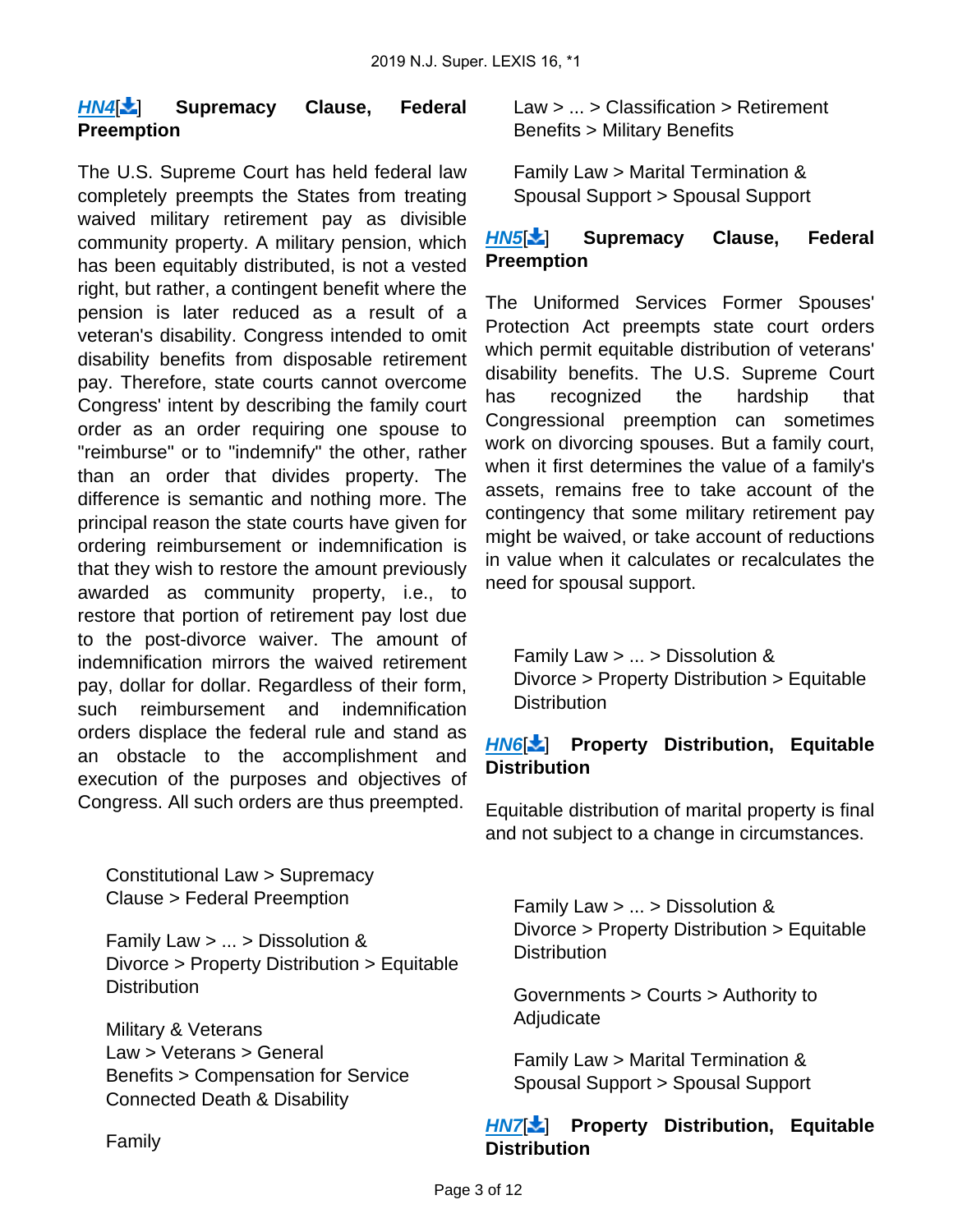**HN4**[] **Supremacy Clause, Federal Preemption**

The U.S. Supreme Court has held federal law completely preempts the States from treating waived military retirement pay as divisible community property. A military pension, which has been equitably distributed, is not a vested right, but rather, a contingent benefit where the pension is later reduced as a result of a veteran's disability. Congress intended to omit disability benefits from disposable retirement pay. Therefore, state courts cannot overcome Congress' intent by describing the family court order as an order requiring one spouse to "reimburse" or to "indemnify" the other, rather than an order that divides property. The difference is semantic and nothing more. The principal reason the state courts have given for ordering reimbursement or indemnification is that they wish to restore the amount previously awarded as community property, i.e., to restore that portion of retirement pay lost due to the post-divorce waiver. The amount of indemnification mirrors the waived retirement pay, dollar for dollar. Regardless of their form, such reimbursement and indemnification orders displace the federal rule and stand as an obstacle to the accomplishment and execution of the purposes and objectives of Congress. All such orders are thus preempted.

Constitutional Law > Supremacy Clause > Federal Preemption

Family Law > ... > Dissolution & Divorce > Property Distribution > Equitable Distribution

Military & Veterans Law > Veterans > General Benefits > Compensation for Service Connected Death & Disability

Family Law > ... > Classification > Retirement Benefits > Military Benefits

Family Law > Marital Termination & Spousal Support > Spousal Support

**HN5**[] **Supremacy Clause, Federal Preemption**

The Uniformed Services Former Spouses' Protection Act preempts state court orders which permit equitable distribution of veterans' disability benefits. The U.S. Supreme Court has recognized the hardship that Congressional preemption can sometimes work on divorcing spouses. But a family court, when it first determines the value of a family's assets, remains free to take account of the contingency that some military retirement pay might be waived, or take account of reductions in value when it calculates or recalculates the need for spousal support.

Family Law > ... > Dissolution & Divorce > Property Distribution > Equitable Distribution

**HN6**[] **Property Distribution, Equitable Distribution**

Equitable distribution of marital property is final and not subject to a change in circumstances.

Family Law > ... > Dissolution & Divorce > Property Distribution > Equitable Distribution

Governments > Courts > Authority to Adjudicate

Family Law > Marital Termination & Spousal Support > Spousal Support

**HN7**[] **Property Distribution, Equitable Distribution**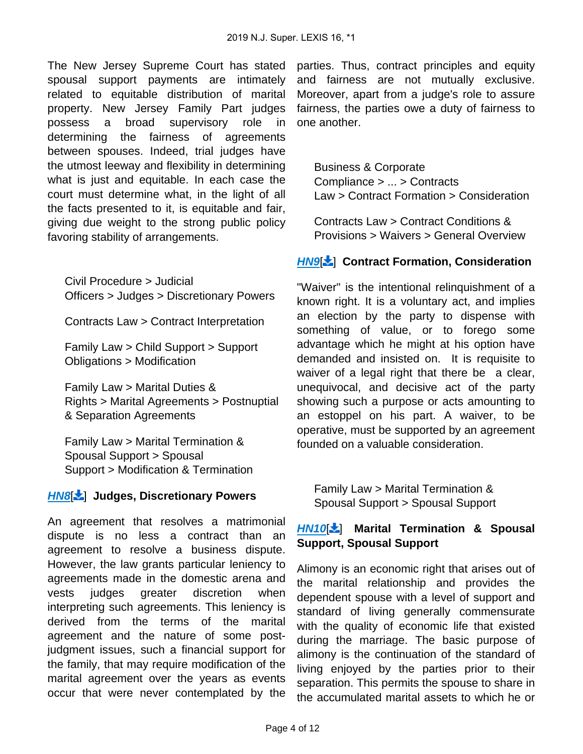The New Jersey Supreme Court has stated spousal support payments are intimately related to equitable distribution of marital property. New Jersey Family Part judges possess a broad supervisory role in determining the fairness of agreements between spouses. Indeed, trial judges have the utmost leeway and flexibility in determining what is just and equitable. In each case the court must determine what, in the light of all the facts presented to it, is equitable and fair, giving due weight to the strong public policy favoring stability of arrangements.

Civil Procedure > Judicial Officers > Judges > Discretionary Powers

Contracts Law > Contract Interpretation

Family Law > Child Support > Support Obligations > Modification

Family Law > Marital Duties & Rights > Marital Agreements > Postnuptial & Separation Agreements

Family Law > Marital Termination & Spousal Support > Spousal Support > Modification & Termination

***HN8***[] **Judges, Discretionary Powers**

An agreement that resolves a matrimonial dispute is no less a contract than an agreement to resolve a business dispute. However, the law grants particular leniency to agreements made in the domestic arena and vests judges greater discretion when interpreting such agreements. This leniency is derived from the terms of the marital agreement and the nature of some post-judgment issues, such a financial support for the family, that may require modification of the marital agreement over the years as events occur that were never contemplated by the parties. Thus, contract principles and equity and fairness are not mutually exclusive. Moreover, apart from a judge's role to assure fairness, the parties owe a duty of fairness to one another.

Business & Corporate Compliance > ... > Contracts Law > Contract Formation > Consideration

Contracts Law > Contract Conditions & Provisions > Waivers > General Overview

***HN9***[] **Contract Formation, Consideration**

"Waiver" is the intentional relinquishment of a known right. It is a voluntary act, and implies an election by the party to dispense with something of value, or to forego some advantage which he might at his option have demanded and insisted on. It is requisite to waiver of a legal right that there be a clear, unequivocal, and decisive act of the party showing such a purpose or acts amounting to an estoppel on his part. A waiver, to be operative, must be supported by an agreement founded on a valuable consideration.

Family Law > Marital Termination & Spousal Support > Spousal Support

***HN10***[] **Marital Termination & Spousal Support, Spousal Support**

Alimony is an economic right that arises out of the marital relationship and provides the dependent spouse with a level of support and standard of living generally commensurate with the quality of economic life that existed during the marriage. The basic purpose of alimony is the continuation of the standard of living enjoyed by the parties prior to their separation. This permits the spouse to share in the accumulated marital assets to which he or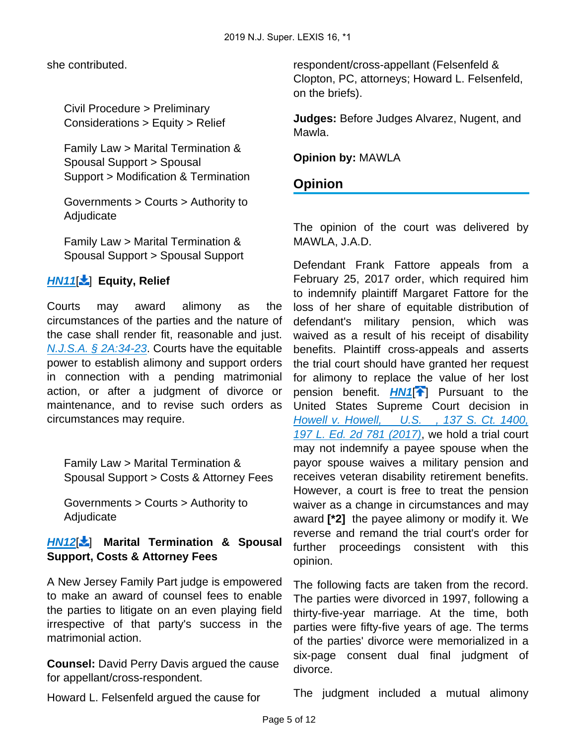she contributed.

Civil Procedure > Preliminary Considerations > Equity > Relief

Family Law > Marital Termination & Spousal Support > Spousal Support > Modification & Termination

Governments > Courts > Authority to Adjudicate

Family Law > Marital Termination & Spousal Support > Spousal Support

**HN11[] Equity, Relief**

Courts may award alimony as the circumstances of the parties and the nature of the case shall render fit, reasonable and just. *N.J.S.A. § 2A:34-23*. Courts have the equitable power to establish alimony and support orders in connection with a pending matrimonial action, or after a judgment of divorce or maintenance, and to revise such orders as circumstances may require.

Family Law > Marital Termination & Spousal Support > Costs & Attorney Fees

Governments > Courts > Authority to Adjudicate

**HN12[] Marital Termination & Spousal Support, Costs & Attorney Fees**

A New Jersey Family Part judge is empowered to make an award of counsel fees to enable the parties to litigate on an even playing field irrespective of that party's success in the matrimonial action.

**Counsel:** David Perry Davis argued the cause for appellant/cross-respondent.

Howard L. Felsenfeld argued the cause for respondent/cross-appellant (Felsenfeld & Clopton, PC, attorneys; Howard L. Felsenfeld, on the briefs).

**Judges:** Before Judges Alvarez, Nugent, and Mawla.

**Opinion by:** MAWLA

## Opinion

The opinion of the court was delivered by MAWLA, J.A.D.

Defendant Frank Fattore appeals from a February 25, 2017 order, which required him to indemnify plaintiff Margaret Fattore for the loss of her share of equitable distribution of defendant's military pension, which was waived as a result of his receipt of disability benefits. Plaintiff cross-appeals and asserts the trial court should have granted her request for alimony to replace the value of her lost pension benefit. **HN1**[] Pursuant to the United States Supreme Court decision in *Howell v. Howell, ___ U.S. ___, 137 S. Ct. 1400, 197 L. Ed. 2d 781 (2017)*, we hold a trial court may not indemnify a payee spouse when the payor spouse waives a military pension and receives veteran disability retirement benefits. However, a court is free to treat the pension waiver as a change in circumstances and may award **[*2]** the payee alimony or modify it. We reverse and remand the trial court's order for further proceedings consistent with this opinion.

The following facts are taken from the record. The parties were divorced in 1997, following a thirty-five-year marriage. At the time, both parties were fifty-five years of age. The terms of the parties' divorce were memorialized in a six-page consent dual final judgment of divorce.

The judgment included a mutual alimony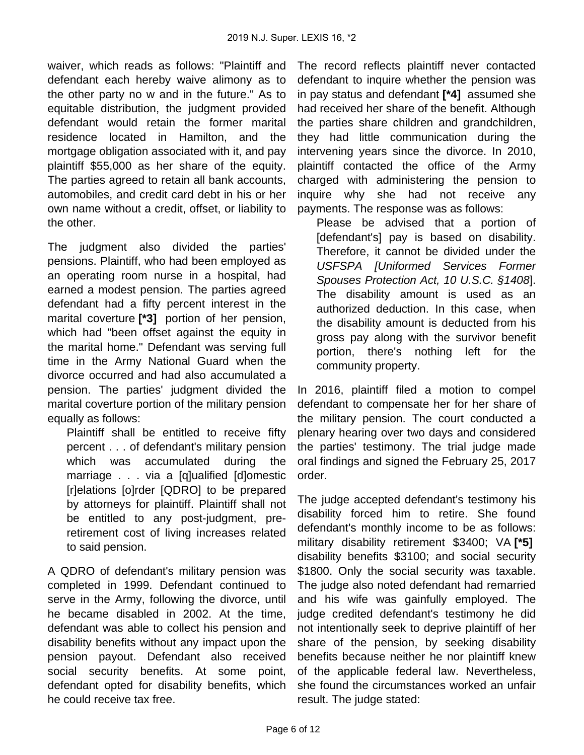waiver, which reads as follows: "Plaintiff and defendant each hereby waive alimony as to the other party no w and in the future." As to equitable distribution, the judgment provided defendant would retain the former marital residence located in Hamilton, and the mortgage obligation associated with it, and pay plaintiff $55,000 as her share of the equity. The parties agreed to retain all bank accounts, automobiles, and credit card debt in his or her own name without a credit, offset, or liability to the other.

The judgment also divided the parties' pensions. Plaintiff, who had been employed as an operating room nurse in a hospital, had earned a modest pension. The parties agreed defendant had a fifty percent interest in the marital coverture **[*3]** portion of her pension, which had "been offset against the equity in the marital home." Defendant was serving full time in the Army National Guard when the divorce occurred and had also accumulated a pension. The parties' judgment divided the marital coverture portion of the military pension equally as follows:

> Plaintiff shall be entitled to receive fifty percent . . . of defendant's military pension which was accumulated during the marriage . . . via a [q]ualified [d]omestic [r]elations [o]rder [QDRO] to be prepared by attorneys for plaintiff. Plaintiff shall not be entitled to any post-judgment, pre-retirement cost of living increases related to said pension.

A QDRO of defendant's military pension was completed in 1999. Defendant continued to serve in the Army, following the divorce, until he became disabled in 2002. At the time, defendant was able to collect his pension and disability benefits without any impact upon the pension payout. Defendant also received social security benefits. At some point, defendant opted for disability benefits, which he could receive tax free.

The record reflects plaintiff never contacted defendant to inquire whether the pension was in pay status and defendant **[*4]** assumed she had received her share of the benefit. Although the parties share children and grandchildren, they had little communication during the intervening years since the divorce. In 2010, plaintiff contacted the office of the Army charged with administering the pension to inquire why she had not receive any payments. The response was as follows:

> Please be advised that a portion of [defendant's] pay is based on disability. Therefore, it cannot be divided under the *USFSPA [Uniformed Services Former Spouses Protection Act, 10 U.S.C. §1408*]. The disability amount is used as an authorized deduction. In this case, when the disability amount is deducted from his gross pay along with the survivor benefit portion, there's nothing left for the community property.

In 2016, plaintiff filed a motion to compel defendant to compensate her for her share of the military pension. The court conducted a plenary hearing over two days and considered the parties' testimony. The trial judge made oral findings and signed the February 25, 2017 order.

The judge accepted defendant's testimony his disability forced him to retire. She found defendant's monthly income to be as follows: military disability retirement $3400; VA **[*5]** disability benefits $3100; and social security $1800. Only the social security was taxable. The judge also noted defendant had remarried and his wife was gainfully employed. The judge credited defendant's testimony he did not intentionally seek to deprive plaintiff of her share of the pension, by seeking disability benefits because neither he nor plaintiff knew of the applicable federal law. Nevertheless, she found the circumstances worked an unfair result. The judge stated: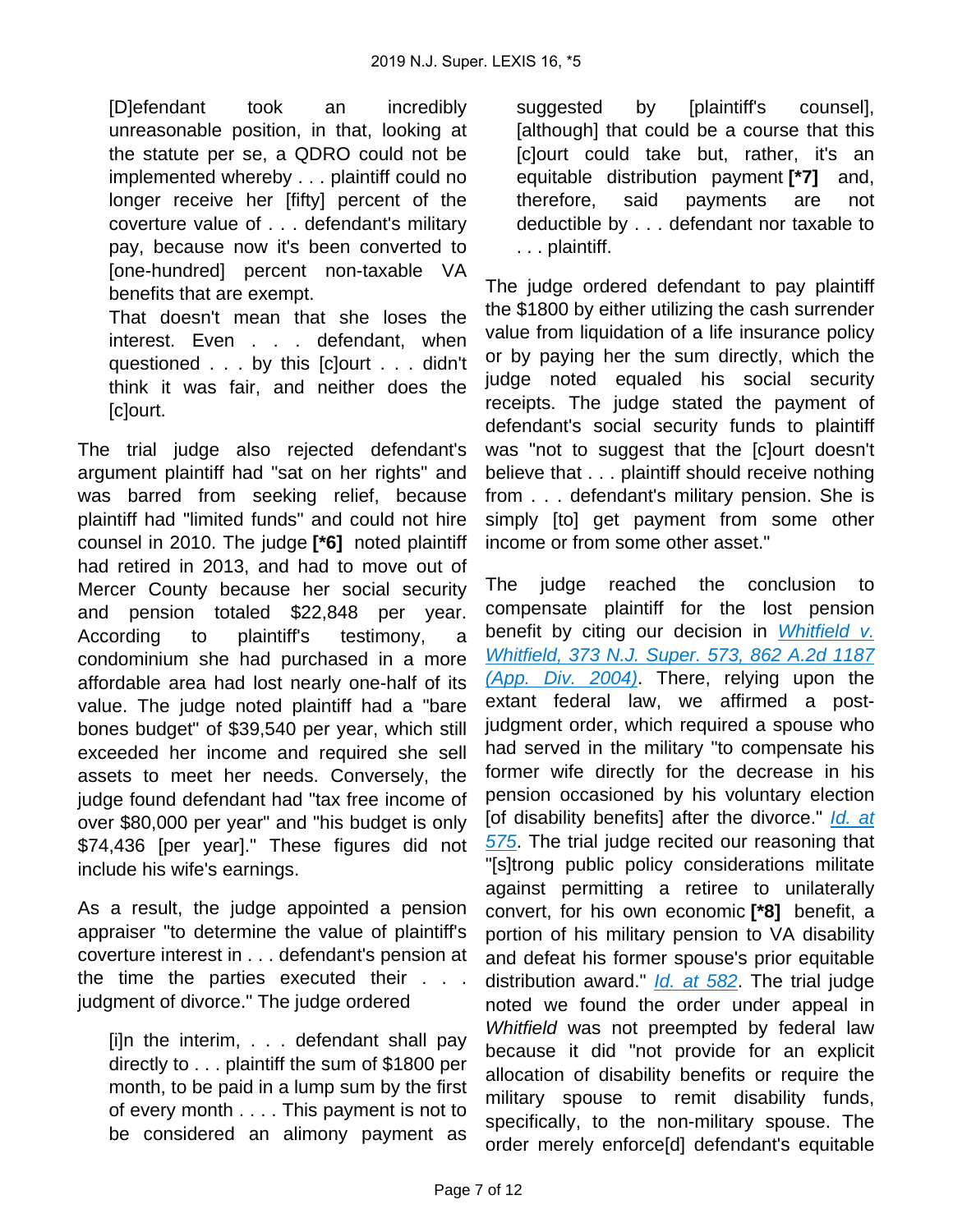> [D]efendant took an incredibly unreasonable position, in that, looking at the statute per se, a QDRO could not be implemented whereby . . . plaintiff could no longer receive her [fifty] percent of the coverture value of . . . defendant's military pay, because now it's been converted to [one-hundred] percent non-taxable VA benefits that are exempt.
>
> That doesn't mean that she loses the interest. Even . . . defendant, when questioned . . . by this [c]ourt . . . didn't think it was fair, and neither does the [c]ourt.

The trial judge also rejected defendant's argument plaintiff had "sat on her rights" and was barred from seeking relief, because plaintiff had "limited funds" and could not hire counsel in 2010. The judge **[*6]** noted plaintiff had retired in 2013, and had to move out of Mercer County because her social security and pension totaled $22,848 per year. According to plaintiff's testimony, a condominium she had purchased in a more affordable area had lost nearly one-half of its value. The judge noted plaintiff had a "bare bones budget" of $39,540 per year, which still exceeded her income and required she sell assets to meet her needs. Conversely, the judge found defendant had "tax free income of over $80,000 per year" and "his budget is only $74,436 [per year]." These figures did not include his wife's earnings.

As a result, the judge appointed a pension appraiser "to determine the value of plaintiff's coverture interest in . . . defendant's pension at the time the parties executed their . . . judgment of divorce." The judge ordered

> [i]n the interim, . . . defendant shall pay directly to . . . plaintiff the sum of $1800 per month, to be paid in a lump sum by the first of every month . . . . This payment is not to be considered an alimony payment as suggested by [plaintiff's counsel], [although] that could be a course that this [c]ourt could take but, rather, it's an equitable distribution payment **[*7]** and, therefore, said payments are not deductible by . . . defendant nor taxable to . . . plaintiff.

The judge ordered defendant to pay plaintiff the $1800 by either utilizing the cash surrender value from liquidation of a life insurance policy or by paying her the sum directly, which the judge noted equaled his social security receipts. The judge stated the payment of defendant's social security funds to plaintiff was "not to suggest that the [c]ourt doesn't believe that . . . plaintiff should receive nothing from . . . defendant's military pension. She is simply [to] get payment from some other income or from some other asset."

The judge reached the conclusion to compensate plaintiff for the lost pension benefit by citing our decision in *Whitfield v. Whitfield, 373 N.J. Super. 573, 862 A.2d 1187 (App. Div. 2004)*. There, relying upon the extant federal law, we affirmed a post-judgment order, which required a spouse who had served in the military "to compensate his former wife directly for the decrease in his pension occasioned by his voluntary election [of disability benefits] after the divorce." *Id. at 575*. The trial judge recited our reasoning that "[s]trong public policy considerations militate against permitting a retiree to unilaterally convert, for his own economic **[*8]** benefit, a portion of his military pension to VA disability and defeat his former spouse's prior equitable distribution award." *Id. at 582*. The trial judge noted we found the order under appeal in *Whitfield* was not preempted by federal law because it did "not provide for an explicit allocation of disability benefits or require the military spouse to remit disability funds, specifically, to the non-military spouse. The order merely enforce[d] defendant's equitable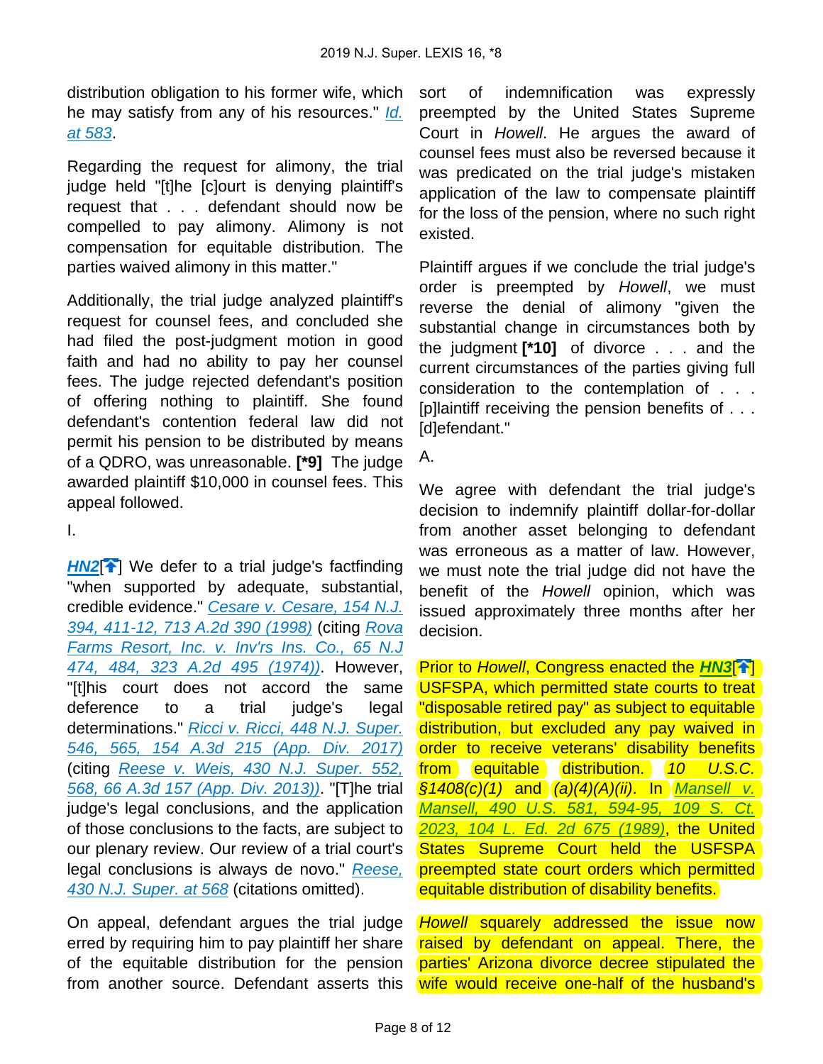distribution obligation to his former wife, which he may satisfy from any of his resources." *Id. at 583*.

Regarding the request for alimony, the trial judge held "[t]he [c]ourt is denying plaintiff's request that . . . defendant should now be compelled to pay alimony. Alimony is not compensation for equitable distribution. The parties waived alimony in this matter."

Additionally, the trial judge analyzed plaintiff's request for counsel fees, and concluded she had filed the post-judgment motion in good faith and had no ability to pay her counsel fees. The judge rejected defendant's position of offering nothing to plaintiff. She found defendant's contention federal law did not permit his pension to be distributed by means of a QDRO, was unreasonable. **[*9]** The judge awarded plaintiff $10,000 in counsel fees. This appeal followed.

I.

**HN2**[] We defer to a trial judge's factfinding "when supported by adequate, substantial, credible evidence." *Cesare v. Cesare, 154 N.J. 394, 411-12, 713 A.2d 390 (1998)* (citing *Rova Farms Resort, Inc. v. Inv'rs Ins. Co., 65 N.J 474, 484, 323 A.2d 495 (1974))*. However, "[t]his court does not accord the same deference to a trial judge's legal determinations." *Ricci v. Ricci, 448 N.J. Super. 546, 565, 154 A.3d 215 (App. Div. 2017)* (citing *Reese v. Weis, 430 N.J. Super. 552, 568, 66 A.3d 157 (App. Div. 2013))*. "[T]he trial judge's legal conclusions, and the application of those conclusions to the facts, are subject to our plenary review. Our review of a trial court's legal conclusions is always de novo." *Reese, 430 N.J. Super. at 568* (citations omitted).

On appeal, defendant argues the trial judge erred by requiring him to pay plaintiff her share of the equitable distribution for the pension from another source. Defendant asserts this sort of indemnification was expressly preempted by the United States Supreme Court in *Howell*. He argues the award of counsel fees must also be reversed because it was predicated on the trial judge's mistaken application of the law to compensate plaintiff for the loss of the pension, where no such right existed.

Plaintiff argues if we conclude the trial judge's order is preempted by *Howell*, we must reverse the denial of alimony "given the substantial change in circumstances both by the judgment **[*10]** of divorce . . . and the current circumstances of the parties giving full consideration to the contemplation of . . . [p]laintiff receiving the pension benefits of . . . [d]efendant."

A.

We agree with defendant the trial judge's decision to indemnify plaintiff dollar-for-dollar from another asset belonging to defendant was erroneous as a matter of law. However, we must note the trial judge did not have the benefit of the *Howell* opinion, which was issued approximately three months after her decision.

Prior to *Howell*, Congress enacted the **HN3**[] USFSPA, which permitted state courts to treat "disposable retired pay" as subject to equitable distribution, but excluded any pay waived in order to receive veterans' disability benefits from equitable distribution. *10 U.S.C. §1408(c)(1)* and *(a)(4)(A)(ii)*. In *Mansell v. Mansell, 490 U.S. 581, 594-95, 109 S. Ct. 2023, 104 L. Ed. 2d 675 (1989)*, the United States Supreme Court held the USFSPA preempted state court orders which permitted equitable distribution of disability benefits.

*Howell* squarely addressed the issue now raised by defendant on appeal. There, the parties' Arizona divorce decree stipulated the wife would receive one-half of the husband's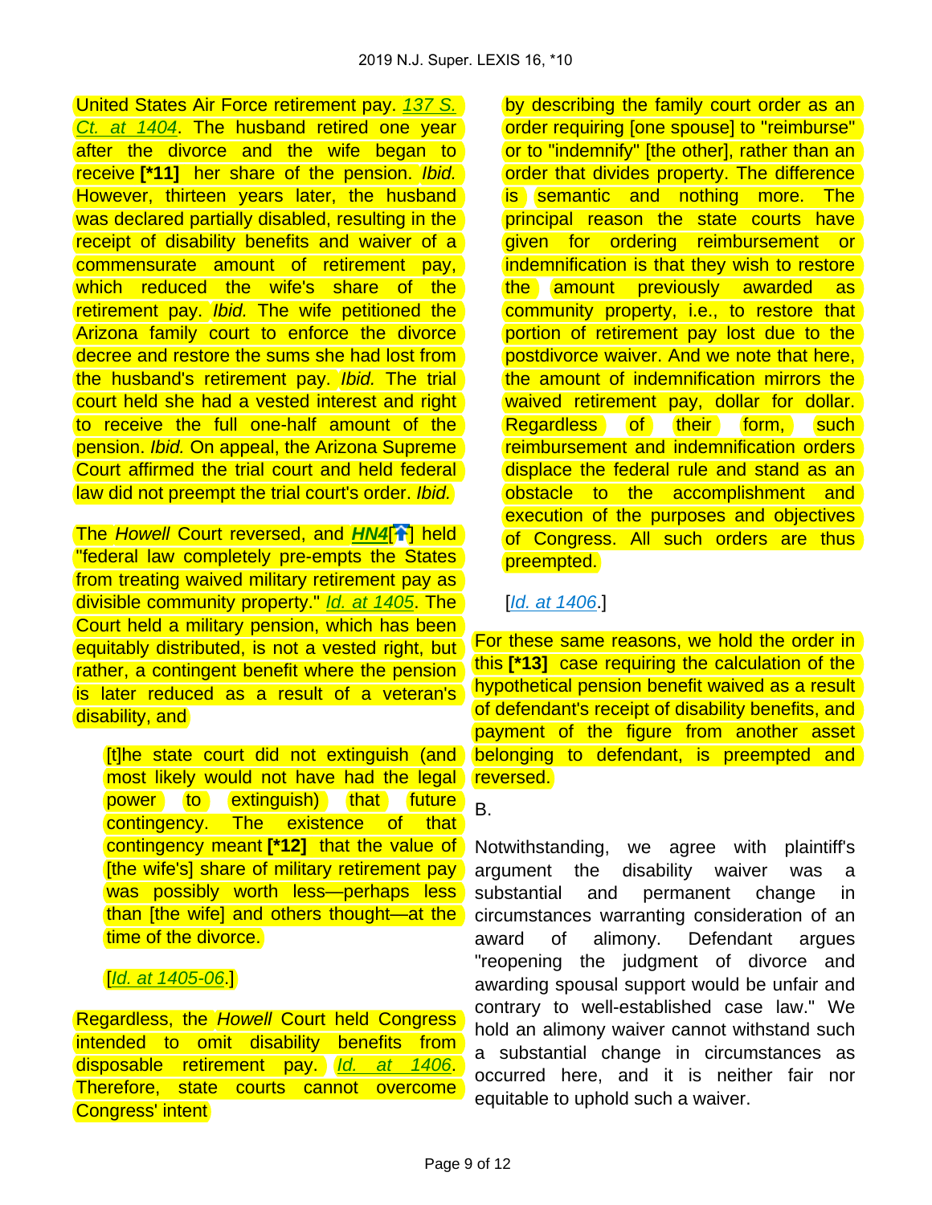United States Air Force retirement pay. *137 S. Ct. at 1404*. The husband retired one year after the divorce and the wife began to receive **[*11]** her share of the pension. *Ibid.* However, thirteen years later, the husband was declared partially disabled, resulting in the receipt of disability benefits and waiver of a commensurate amount of retirement pay, which reduced the wife's share of the retirement pay. *Ibid.* The wife petitioned the Arizona family court to enforce the divorce decree and restore the sums she had lost from the husband's retirement pay. *Ibid.* The trial court held she had a vested interest and right to receive the full one-half amount of the pension. *Ibid.* On appeal, the Arizona Supreme Court affirmed the trial court and held federal law did not preempt the trial court's order. *Ibid.*

The *Howell* Court reversed, and ***HN4***[] held "federal law completely pre-empts the States from treating waived military retirement pay as divisible community property." *Id. at 1405*. The Court held a military pension, which has been equitably distributed, is not a vested right, but rather, a contingent benefit where the pension is later reduced as a result of a veteran's disability, and

> [t]he state court did not extinguish (and most likely would not have had the legal power to extinguish) that future contingency. The existence of that contingency meant **[*12]** that the value of [the wife's] share of military retirement pay was possibly worth less—perhaps less than [the wife] and others thought—at the time of the divorce.
>
> [*Id. at 1405-06*.]

Regardless, the *Howell* Court held Congress intended to omit disability benefits from disposable retirement pay. *Id. at 1406*. Therefore, state courts cannot overcome Congress' intent

> by describing the family court order as an order requiring [one spouse] to "reimburse" or to "indemnify" [the other], rather than an order that divides property. The difference is semantic and nothing more. The principal reason the state courts have given for ordering reimbursement or indemnification is that they wish to restore the amount previously awarded as community property, i.e., to restore that portion of retirement pay lost due to the postdivorce waiver. And we note that here, the amount of indemnification mirrors the waived retirement pay, dollar for dollar. Regardless of their form, such reimbursement and indemnification orders displace the federal rule and stand as an obstacle to the accomplishment and execution of the purposes and objectives of Congress. All such orders are thus preempted.
>
> [*Id. at 1406*.]

For these same reasons, we hold the order in this **[*13]** case requiring the calculation of the hypothetical pension benefit waived as a result of defendant's receipt of disability benefits, and payment of the figure from another asset belonging to defendant, is preempted and reversed.

B.

Notwithstanding, we agree with plaintiff's argument the disability waiver was a substantial and permanent change in circumstances warranting consideration of an award of alimony. Defendant argues "reopening the judgment of divorce and awarding spousal support would be unfair and contrary to well-established case law." We hold an alimony waiver cannot withstand such a substantial change in circumstances as occurred here, and it is neither fair nor equitable to uphold such a waiver.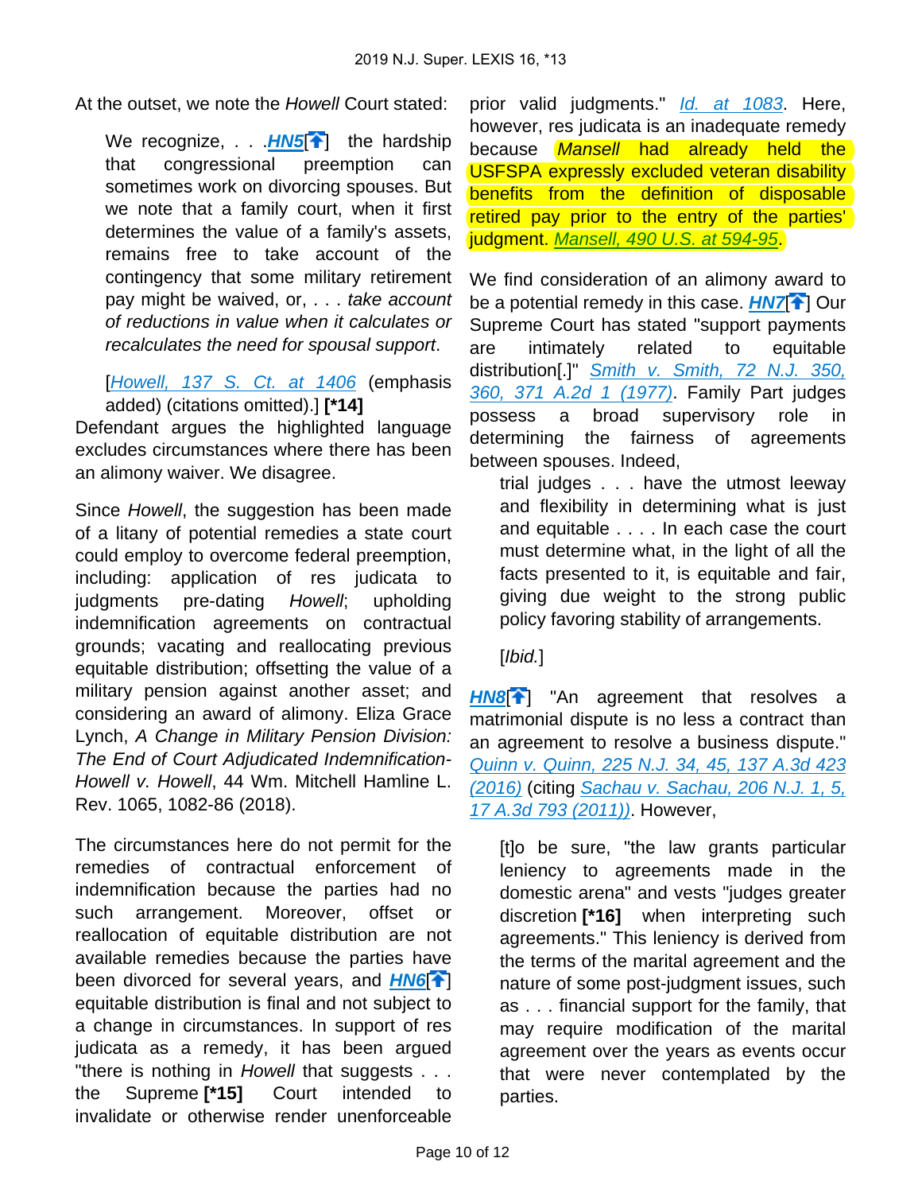At the outset, we note the *Howell* Court stated:

> We recognize, . . . HN5[] the hardship that congressional preemption can sometimes work on divorcing spouses. But we note that a family court, when it first determines the value of a family's assets, remains free to take account of the contingency that some military retirement pay might be waived, or, . . . *take account of reductions in value when it calculates or recalculates the need for spousal support*.
>
> [Howell, 137 S. Ct. at 1406 (emphasis added) (citations omitted).] **[*14]**

Defendant argues the highlighted language excludes circumstances where there has been an alimony waiver. We disagree.

Since *Howell*, the suggestion has been made of a litany of potential remedies a state court could employ to overcome federal preemption, including: application of res judicata to judgments pre-dating *Howell*; upholding indemnification agreements on contractual grounds; vacating and reallocating previous equitable distribution; offsetting the value of a military pension against another asset; and considering an award of alimony. Eliza Grace Lynch, *A Change in Military Pension Division: The End of Court Adjudicated Indemnification-Howell v. Howell*, 44 Wm. Mitchell Hamline L. Rev. 1065, 1082-86 (2018).

The circumstances here do not permit for the remedies of contractual enforcement of indemnification because the parties had no such arrangement. Moreover, offset or reallocation of equitable distribution are not available remedies because the parties have been divorced for several years, and HN6[] equitable distribution is final and not subject to a change in circumstances. In support of res judicata as a remedy, it has been argued "there is nothing in *Howell* that suggests . . . the Supreme **[*15]** Court intended to invalidate or otherwise render unenforceable prior valid judgments." Id. at 1083. Here, however, res judicata is an inadequate remedy because *Mansell* had already held the USFSPA expressly excluded veteran disability benefits from the definition of disposable retired pay prior to the entry of the parties' judgment. Mansell, 490 U.S. at 594-95.

We find consideration of an alimony award to be a potential remedy in this case. HN7[] Our Supreme Court has stated "support payments are intimately related to equitable distribution[.]" Smith v. Smith, 72 N.J. 350, 360, 371 A.2d 1 (1977). Family Part judges possess a broad supervisory role in determining the fairness of agreements between spouses. Indeed,

> trial judges . . . have the utmost leeway and flexibility in determining what is just and equitable . . . . In each case the court must determine what, in the light of all the facts presented to it, is equitable and fair, giving due weight to the strong public policy favoring stability of arrangements.
>
> [*Ibid.*]

HN8[] "An agreement that resolves a matrimonial dispute is no less a contract than an agreement to resolve a business dispute." Quinn v. Quinn, 225 N.J. 34, 45, 137 A.3d 423 (2016) (citing Sachau v. Sachau, 206 N.J. 1, 5, 17 A.3d 793 (2011)). However,

> [t]o be sure, "the law grants particular leniency to agreements made in the domestic arena" and vests "judges greater discretion **[*16]** when interpreting such agreements." This leniency is derived from the terms of the marital agreement and the nature of some post-judgment issues, such as . . . financial support for the family, that may require modification of the marital agreement over the years as events occur that were never contemplated by the parties.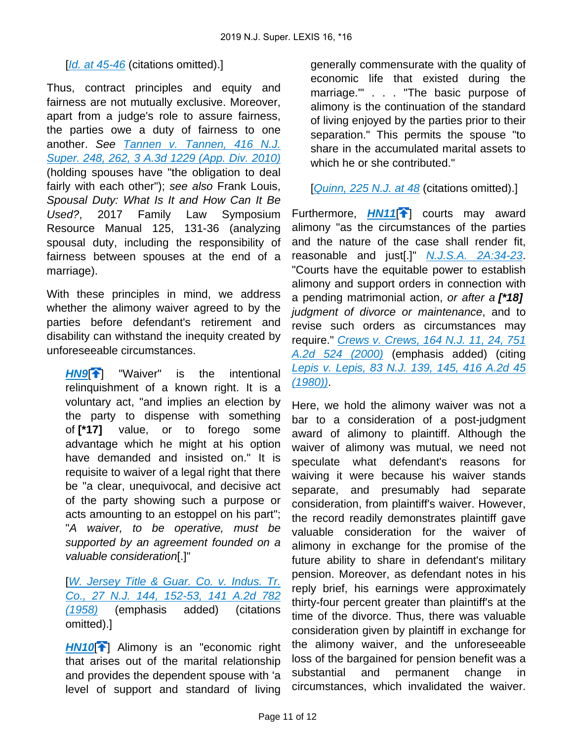[*Id.* at 45-46 (citations omitted).]

Thus, contract principles and equity and fairness are not mutually exclusive. Moreover, apart from a judge's role to assure fairness, the parties owe a duty of fairness to one another. *See* Tannen v. Tannen, 416 N.J. Super. 248, 262, 3 A.3d 1229 (App. Div. 2010) (holding spouses have "the obligation to deal fairly with each other"); *see also* Frank Louis, *Spousal Duty: What Is It and How Can It Be Used?*, 2017 Family Law Symposium Resource Manual 125, 131-36 (analyzing spousal duty, including the responsibility of fairness between spouses at the end of a marriage).

With these principles in mind, we address whether the alimony waiver agreed to by the parties before defendant's retirement and disability can withstand the inequity created by unforeseeable circumstances.

> **HN9**[] "Waiver" is the intentional relinquishment of a known right. It is a voluntary act, "and implies an election by the party to dispense with something of **[*17]** value, or to forego some advantage which he might at his option have demanded and insisted on." It is requisite to waiver of a legal right that there be "a clear, unequivocal, and decisive act of the party showing such a purpose or acts amounting to an estoppel on his part"; "*A waiver, to be operative, must be supported by an agreement founded on a valuable consideration*[.]"
>
> [W. Jersey Title & Guar. Co. v. Indus. Tr. Co., 27 N.J. 144, 152-53, 141 A.2d 782 (1958) (emphasis added) (citations omitted).]
>
> **HN10**[] Alimony is an "economic right that arises out of the marital relationship and provides the dependent spouse with 'a level of support and standard of living generally commensurate with the quality of economic life that existed during the marriage.'" . . . "The basic purpose of alimony is the continuation of the standard of living enjoyed by the parties prior to their separation." This permits the spouse "to share in the accumulated marital assets to which he or she contributed."
>
> [Quinn, 225 N.J. at 48 (citations omitted).]

Furthermore, **HN11**[] courts may award alimony "as the circumstances of the parties and the nature of the case shall render fit, reasonable and just[.]" N.J.S.A. 2A:34-23. "Courts have the equitable power to establish alimony and support orders in connection with a pending matrimonial action, *or after a* ***[*18]*** *judgment of divorce or maintenance*, and to revise such orders as circumstances may require." Crews v. Crews, 164 N.J. 11, 24, 751 A.2d 524 (2000) (emphasis added) (citing Lepis v. Lepis, 83 N.J. 139, 145, 416 A.2d 45 (1980)).

Here, we hold the alimony waiver was not a bar to a consideration of a post-judgment award of alimony to plaintiff. Although the waiver of alimony was mutual, we need not speculate what defendant's reasons for waiving it were because his waiver stands separate, and presumably had separate consideration, from plaintiff's waiver. However, the record readily demonstrates plaintiff gave valuable consideration for the waiver of alimony in exchange for the promise of the future ability to share in defendant's military pension. Moreover, as defendant notes in his reply brief, his earnings were approximately thirty-four percent greater than plaintiff's at the time of the divorce. Thus, there was valuable consideration given by plaintiff in exchange for the alimony waiver, and the unforeseeable loss of the bargained for pension benefit was a substantial and permanent change in circumstances, which invalidated the waiver.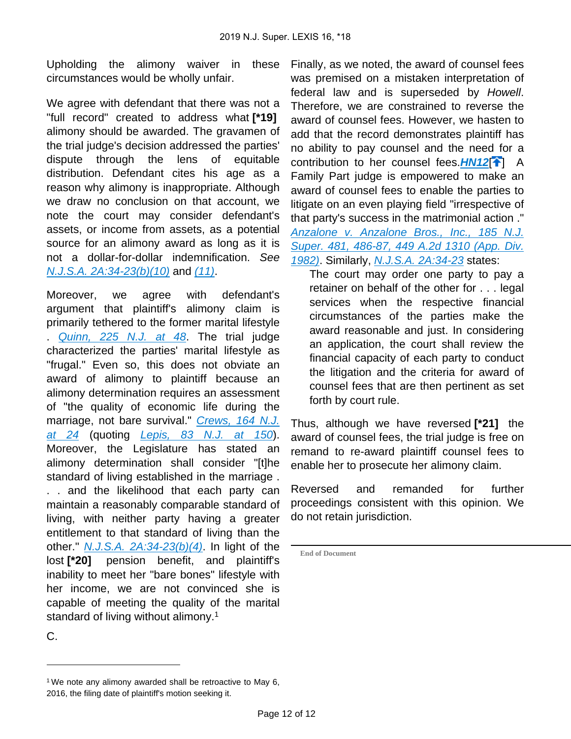Upholding the alimony waiver in these circumstances would be wholly unfair.

We agree with defendant that there was not a "full record" created to address what **[*19]** alimony should be awarded. The gravamen of the trial judge's decision addressed the parties' dispute through the lens of equitable distribution. Defendant cites his age as a reason why alimony is inappropriate. Although we draw no conclusion on that account, we note the court may consider defendant's assets, or income from assets, as a potential source for an alimony award as long as it is not a dollar-for-dollar indemnification. *See* N.J.S.A. 2A:34-23(b)(10) and (11).

Moreover, we agree with defendant's argument that plaintiff's alimony claim is primarily tethered to the former marital lifestyle. Quinn, 225 N.J. at 48. The trial judge characterized the parties' marital lifestyle as "frugal." Even so, this does not obviate an award of alimony to plaintiff because an alimony determination requires an assessment of "the quality of economic life during the marriage, not bare survival." Crews, 164 N.J. at 24 (quoting Lepis, 83 N.J. at 150). Moreover, the Legislature has stated an alimony determination shall consider "[t]he standard of living established in the marriage . . . and the likelihood that each party can maintain a reasonably comparable standard of living, with neither party having a greater entitlement to that standard of living than the other." N.J.S.A. 2A:34-23(b)(4). In light of the lost **[*20]** pension benefit, and plaintiff's inability to meet her "bare bones" lifestyle with her income, we are not convinced she is capable of meeting the quality of the marital standard of living without alimony.[1]

C.

Finally, as we noted, the award of counsel fees was premised on a mistaken interpretation of federal law and is superseded by *Howell*. Therefore, we are constrained to reverse the award of counsel fees. However, we hasten to add that the record demonstrates plaintiff has no ability to pay counsel and the need for a contribution to her counsel fees.***HN12***[🡅] A Family Part judge is empowered to make an award of counsel fees to enable the parties to litigate on an even playing field "irrespective of that party's success in the matrimonial action ." Anzalone v. Anzalone Bros., Inc., 185 N.J. Super. 481, 486-87, 449 A.2d 1310 (App. Div. 1982). Similarly, N.J.S.A. 2A:34-23 states:

> The court may order one party to pay a retainer on behalf of the other for . . . legal services when the respective financial circumstances of the parties make the award reasonable and just. In considering an application, the court shall review the financial capacity of each party to conduct the litigation and the criteria for award of counsel fees that are then pertinent as set forth by court rule.

Thus, although we have reversed **[*21]** the award of counsel fees, the trial judge is free on remand to re-award plaintiff counsel fees to enable her to prosecute her alimony claim.

Reversed and remanded for further proceedings consistent with this opinion. We do not retain jurisdiction.

---

**End of Document**

---

[1] We note any alimony awarded shall be retroactive to May 6, 2016, the filing date of plaintiff's motion seeking it.